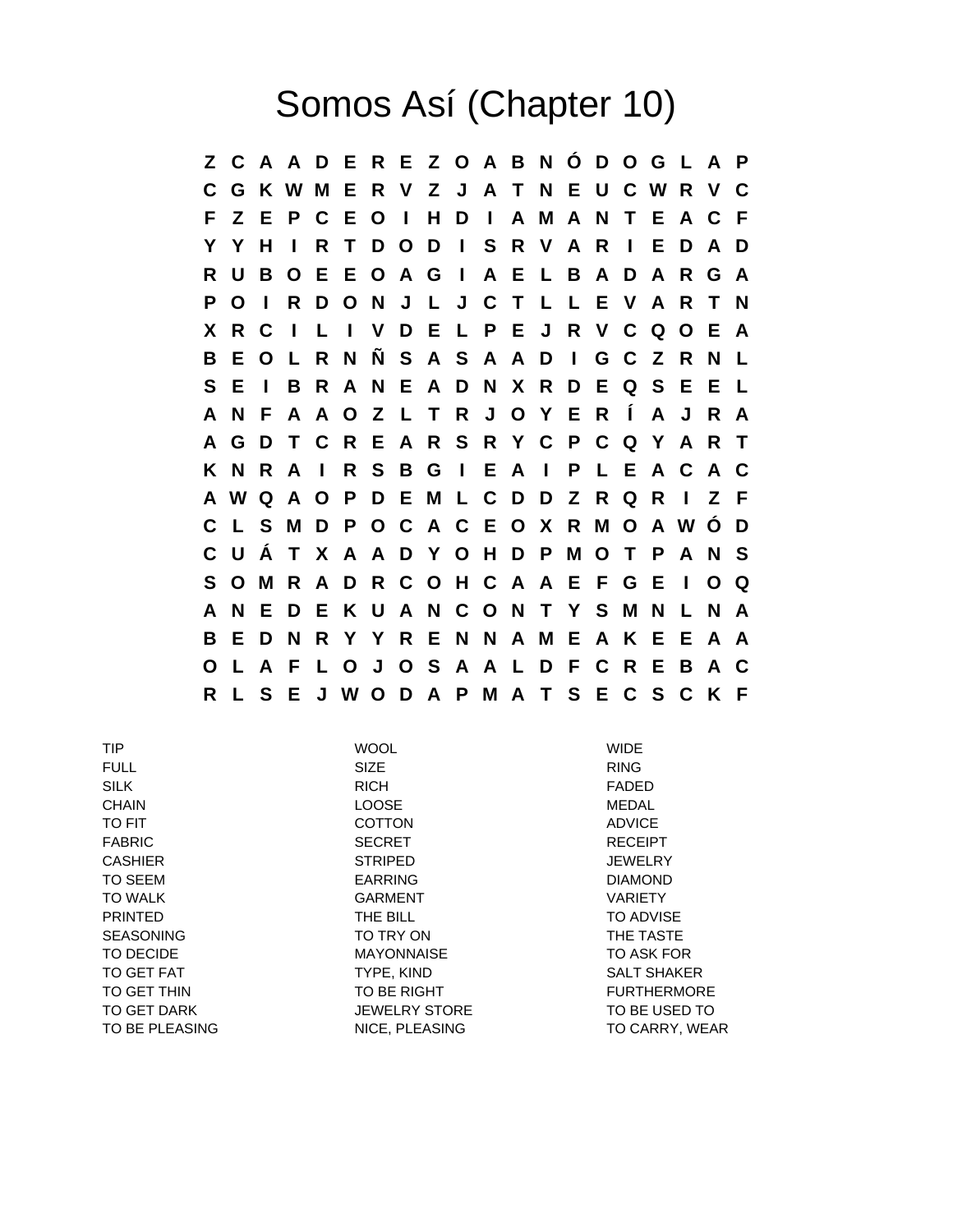# Somos Así (Chapter 10)

```
Z C A A D E R E Z O A B N Ó D O G L A P
C G K W M E R V Z J A T N E U C W R V C
F Z E P C E O I H D I A M A N T E A C F
Y Y H I R T D O D I S R V A R I E D A D
R U B O E E O A G I A E L B A D A R G A
P O I R D O N J L J C T L L E V A R T N
X R C I L I V D E L P E J R V C Q O E A
B E O L R N Ñ S A S A A D I G C Z R N L
S E I B R A N E A D N X R D E Q S E E L
A N F A A O Z L T R J O Y E R Í A J R A
A G D T C R E A R S R Y C P C Q Y A R T
K N R A I R S B G I E A I P L E A C A C
A W Q A O P D E M L C D D Z R Q R I Z F
C L S M D P O C A C E O X R M O A W Ó D
C U Á T X A A D Y O H D P M O T P A N S
S O M R A D R C O H C A A E F G E I O Q
A N E D E K U A N C O N T Y S M N L N A
B E D N R Y Y R E N N A M E A K E E A A
O L A F L O J O S A A L D F C R E B A C
R L S E J W O D A P M A T S E C S C K F
```

| | | |
|---|---|---|
| TIP | WOOL | WIDE |
| FULL | SIZE | RING |
| SILK | RICH | FADED |
| CHAIN | LOOSE | MEDAL |
| TO FIT | COTTON | ADVICE |
| FABRIC | SECRET | RECEIPT |
| CASHIER | STRIPED | JEWELRY |
| TO SEEM | EARRING | DIAMOND |
| TO WALK | GARMENT | VARIETY |
| PRINTED | THE BILL | TO ADVISE |
| SEASONING | TO TRY ON | THE TASTE |
| TO DECIDE | MAYONNAISE | TO ASK FOR |
| TO GET FAT | TYPE, KIND | SALT SHAKER |
| TO GET THIN | TO BE RIGHT | FURTHERMORE |
| TO GET DARK | JEWELRY STORE | TO BE USED TO |
| TO BE PLEASING | NICE, PLEASING | TO CARRY, WEAR |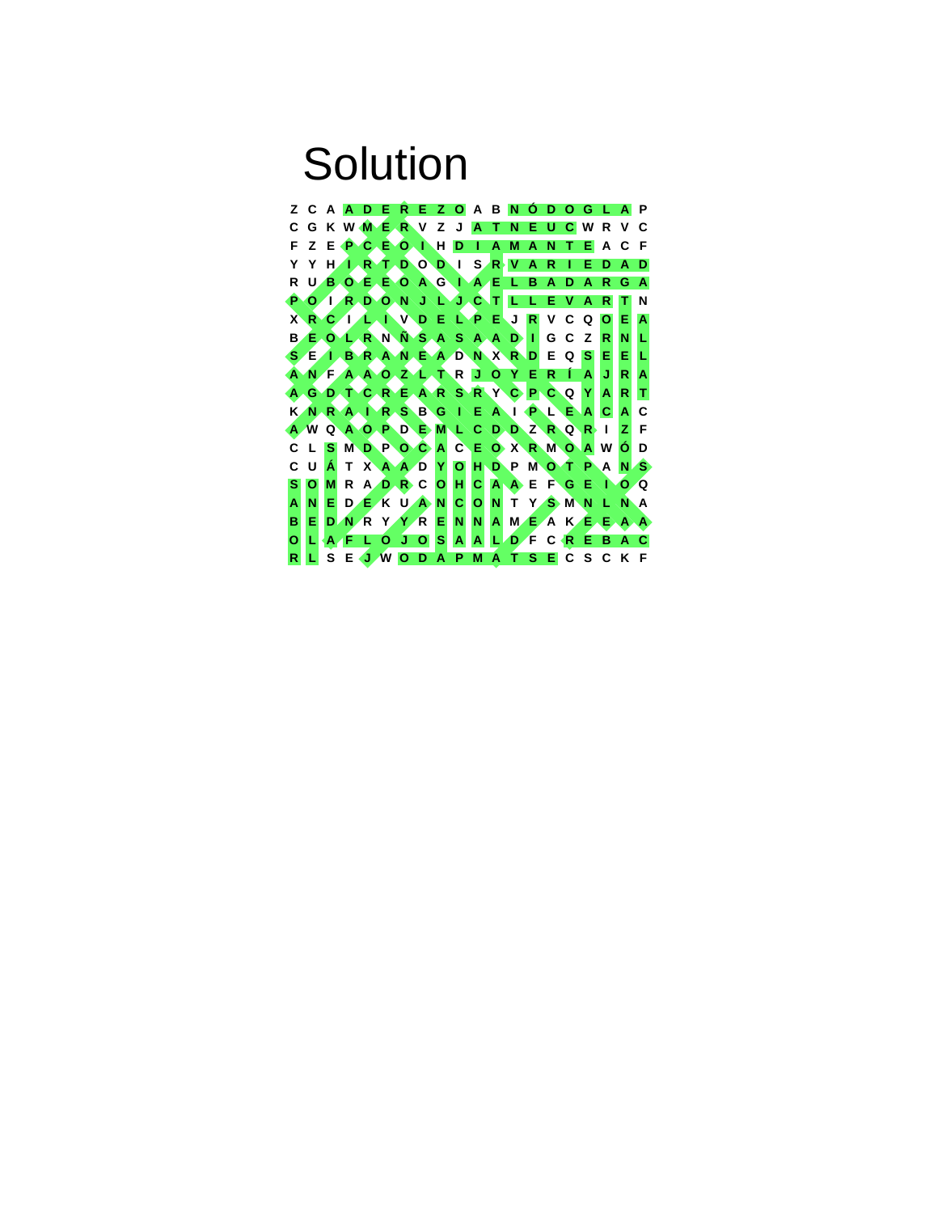# Solution

| | | | | | | | | | | | | | | | | | | | |
|---|---|---|---|---|---|---|---|---|---|---|---|---|---|---|---|---|---|---|---|
| Z | C | A | A | D | E | R | E | Z | O | A | B | N | Ó | D | O | G | L | A | P |
| C | G | K | W | M | E | R | V | Z | J | A | T | N | E | U | C | W | R | V | C |
| F | Z | E | P | C | E | O | I | H | D | I | A | M | A | N | T | E | A | C | F |
| Y | Y | H | I | R | T | D | O | D | I | S | R | V | A | R | I | E | D | A | D |
| R | U | B | O | E | E | O | A | G | I | A | E | L | B | A | D | A | R | G | A |
| P | O | I | R | D | O | N | J | L | J | C | T | L | L | E | V | A | R | T | N |
| X | R | C | I | L | I | V | D | E | L | P | E | J | R | V | C | Q | O | E | A |
| B | E | O | L | R | N | Ñ | S | A | S | A | A | D | I | G | C | Z | R | N | L |
| S | E | I | B | R | A | N | E | A | D | N | X | R | D | E | Q | S | E | E | L |
| A | N | F | A | A | O | Z | L | T | R | J | O | Y | E | R | Í | A | J | R | A |
| A | G | D | T | C | R | E | A | R | S | R | Y | C | P | C | Q | Y | A | R | T |
| K | N | R | A | I | R | S | B | G | I | E | A | I | P | L | E | A | C | A | C |
| A | W | Q | A | O | P | D | E | M | L | C | D | D | Z | R | Q | R | I | Z | F |
| C | L | S | M | D | P | O | C | A | C | E | O | X | R | M | O | A | W | Ó | D |
| C | U | Á | T | X | A | A | D | Y | O | H | D | P | M | O | T | P | A | N | S |
| S | O | M | R | A | D | R | C | O | H | C | A | A | E | F | G | E | I | O | Q |
| A | N | E | D | E | K | U | A | N | C | O | N | T | Y | S | M | N | L | N | A |
| B | E | D | N | R | Y | Y | R | E | N | N | A | M | E | A | K | E | E | A | A |
| O | L | A | F | L | O | J | O | S | A | A | L | D | F | C | R | E | B | A | C |
| R | L | S | E | J | W | O | D | A | P | M | A | T | S | E | C | S | C | K | F |